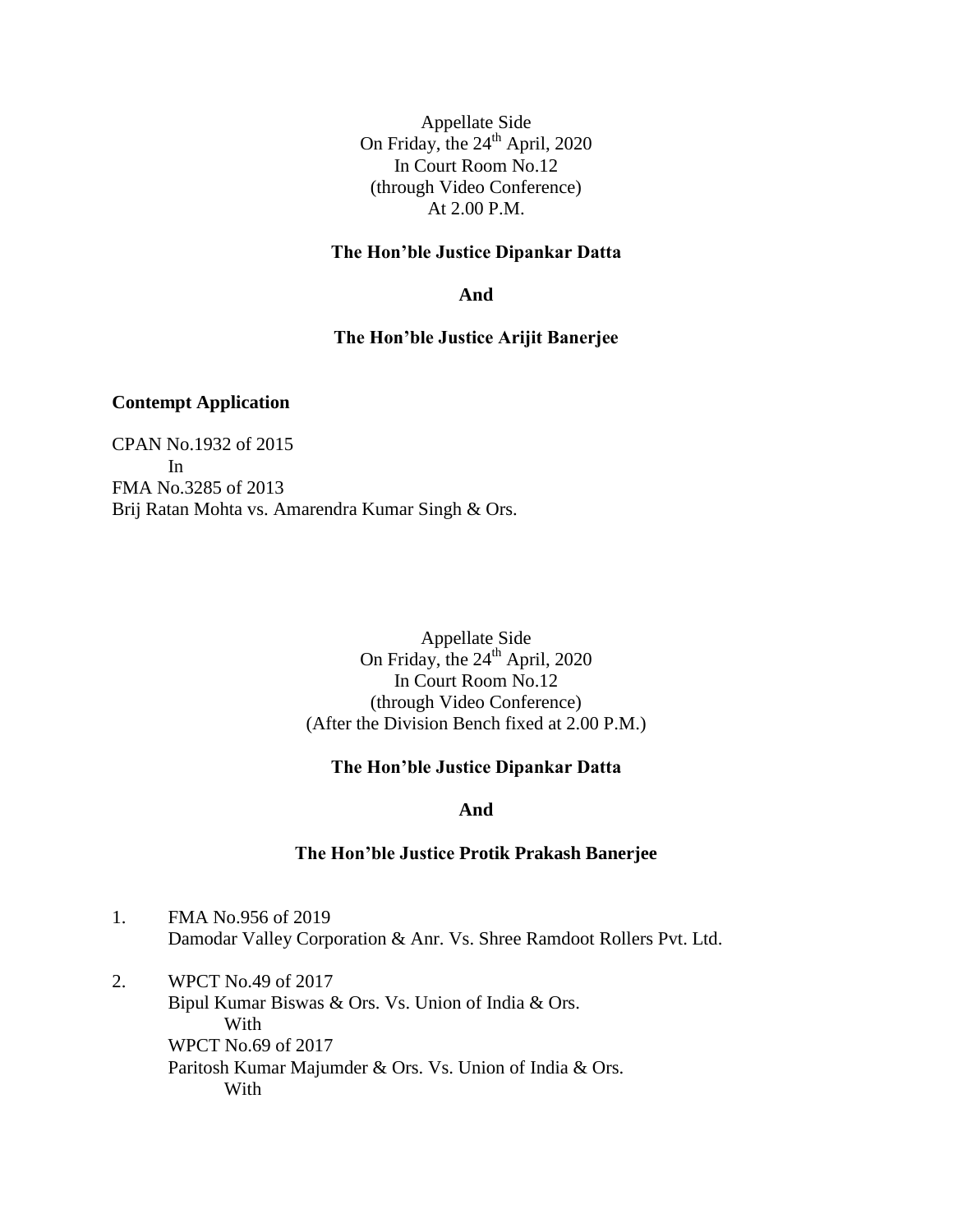Appellate Side
On Friday, the 24th April, 2020
In Court Room No.12
(through Video Conference)
At 2.00 P.M.

**The Hon'ble Justice Dipankar Datta**

**And**

**The Hon'ble Justice Arijit Banerjee**

**Contempt Application**

CPAN No.1932 of 2015
In
FMA No.3285 of 2013
Brij Ratan Mohta vs. Amarendra Kumar Singh & Ors.

Appellate Side
On Friday, the 24th April, 2020
In Court Room No.12
(through Video Conference)
(After the Division Bench fixed at 2.00 P.M.)

**The Hon'ble Justice Dipankar Datta**

**And**

**The Hon'ble Justice Protik Prakash Banerjee**

1. FMA No.956 of 2019
   Damodar Valley Corporation & Anr. Vs. Shree Ramdoot Rollers Pvt. Ltd.

2. WPCT No.49 of 2017
   Bipul Kumar Biswas & Ors. Vs. Union of India & Ors.
   With
   WPCT No.69 of 2017
   Paritosh Kumar Majumder & Ors. Vs. Union of India & Ors.
   With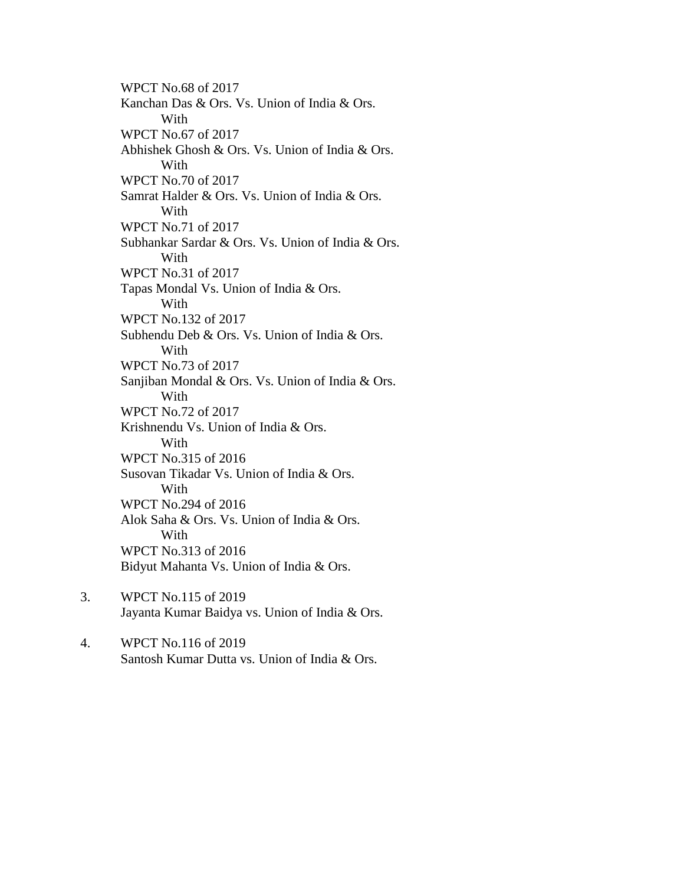WPCT No.68 of 2017
Kanchan Das & Ors. Vs. Union of India & Ors.
With
WPCT No.67 of 2017
Abhishek Ghosh & Ors. Vs. Union of India & Ors.
With
WPCT No.70 of 2017
Samrat Halder & Ors. Vs. Union of India & Ors.
With
WPCT No.71 of 2017
Subhankar Sardar & Ors. Vs. Union of India & Ors.
With
WPCT No.31 of 2017
Tapas Mondal Vs. Union of India & Ors.
With
WPCT No.132 of 2017
Subhendu Deb & Ors. Vs. Union of India & Ors.
With
WPCT No.73 of 2017
Sanjiban Mondal & Ors. Vs. Union of India & Ors.
With
WPCT No.72 of 2017
Krishnendu Vs. Union of India & Ors.
With
WPCT No.315 of 2016
Susovan Tikadar Vs. Union of India & Ors.
With
WPCT No.294 of 2016
Alok Saha & Ors. Vs. Union of India & Ors.
With
WPCT No.313 of 2016
Bidyut Mahanta Vs. Union of India & Ors.

3. WPCT No.115 of 2019
Jayanta Kumar Baidya vs. Union of India & Ors.

4. WPCT No.116 of 2019
Santosh Kumar Dutta vs. Union of India & Ors.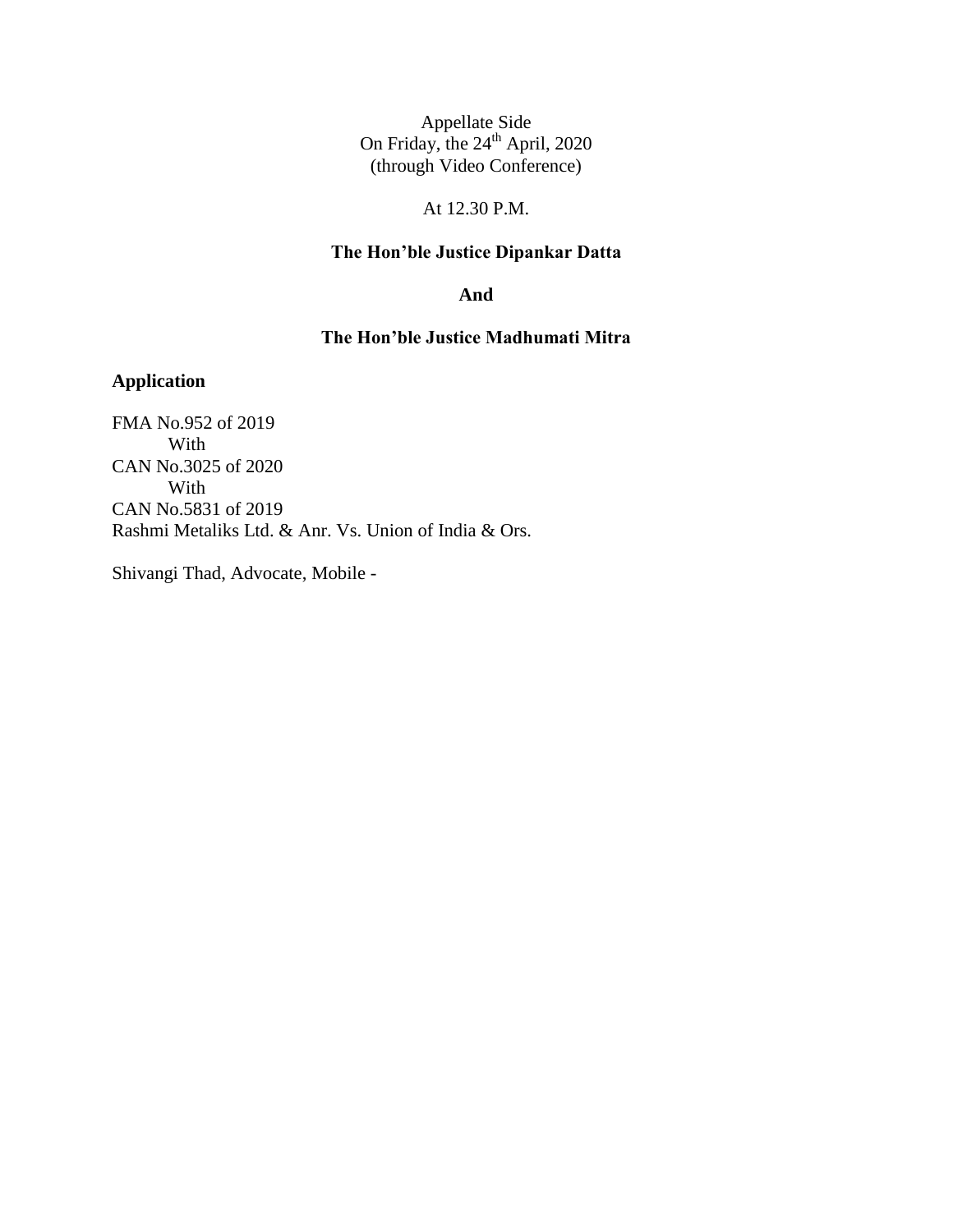Appellate Side
On Friday, the 24th April, 2020
(through Video Conference)

At 12.30 P.M.

**The Hon'ble Justice Dipankar Datta**

**And**

**The Hon'ble Justice Madhumati Mitra**

**Application**

FMA No.952 of 2019
With
CAN No.3025 of 2020
With
CAN No.5831 of 2019
Rashmi Metaliks Ltd. & Anr. Vs. Union of India & Ors.

Shivangi Thad, Advocate, Mobile -